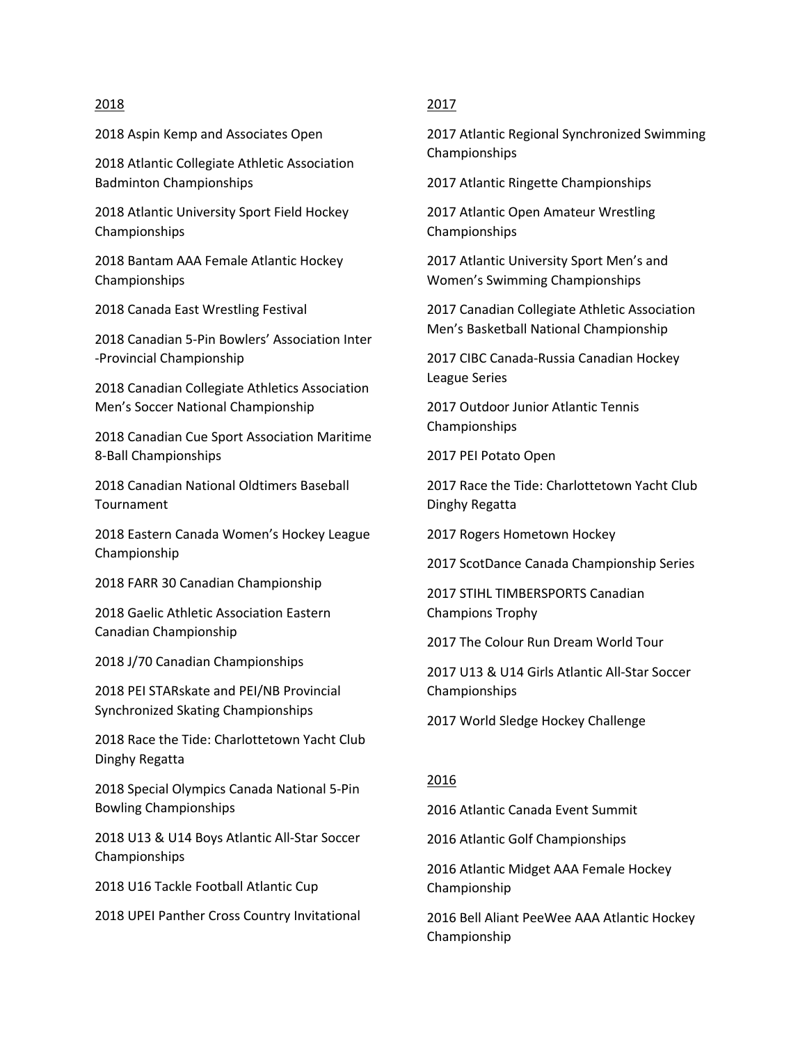## 2018

2018 Aspin Kemp and Associates Open

2018 Atlantic Collegiate Athletic Association Badminton Championships

2018 Atlantic University Sport Field Hockey Championships

2018 Bantam AAA Female Atlantic Hockey Championships

2018 Canada East Wrestling Festival

2018 Canadian 5-Pin Bowlers' Association Inter-Provincial Championship

2018 Canadian Collegiate Athletics Association Men's Soccer National Championship

2018 Canadian Cue Sport Association Maritime 8-Ball Championships

2018 Canadian National Oldtimers Baseball Tournament

2018 Eastern Canada Women's Hockey League Championship

2018 FARR 30 Canadian Championship

2018 Gaelic Athletic Association Eastern Canadian Championship

2018 J/70 Canadian Championships

2018 PEI STARskate and PEI/NB Provincial Synchronized Skating Championships

2018 Race the Tide: Charlottetown Yacht Club Dinghy Regatta

2018 Special Olympics Canada National 5-Pin Bowling Championships

2018 U13 & U14 Boys Atlantic All-Star Soccer Championships

2018 U16 Tackle Football Atlantic Cup

2018 UPEI Panther Cross Country Invitational

## 2017

2017 Atlantic Regional Synchronized Swimming Championships

2017 Atlantic Ringette Championships

2017 Atlantic Open Amateur Wrestling Championships

2017 Atlantic University Sport Men's and Women's Swimming Championships

2017 Canadian Collegiate Athletic Association Men's Basketball National Championship

2017 CIBC Canada-Russia Canadian Hockey League Series

2017 Outdoor Junior Atlantic Tennis Championships

2017 PEI Potato Open

2017 Race the Tide: Charlottetown Yacht Club Dinghy Regatta

2017 Rogers Hometown Hockey

2017 ScotDance Canada Championship Series

2017 STIHL TIMBERSPORTS Canadian Champions Trophy

2017 The Colour Run Dream World Tour

2017 U13 & U14 Girls Atlantic All-Star Soccer Championships

2017 World Sledge Hockey Challenge

## 2016

2016 Atlantic Canada Event Summit

2016 Atlantic Golf Championships

2016 Atlantic Midget AAA Female Hockey Championship

2016 Bell Aliant PeeWee AAA Atlantic Hockey Championship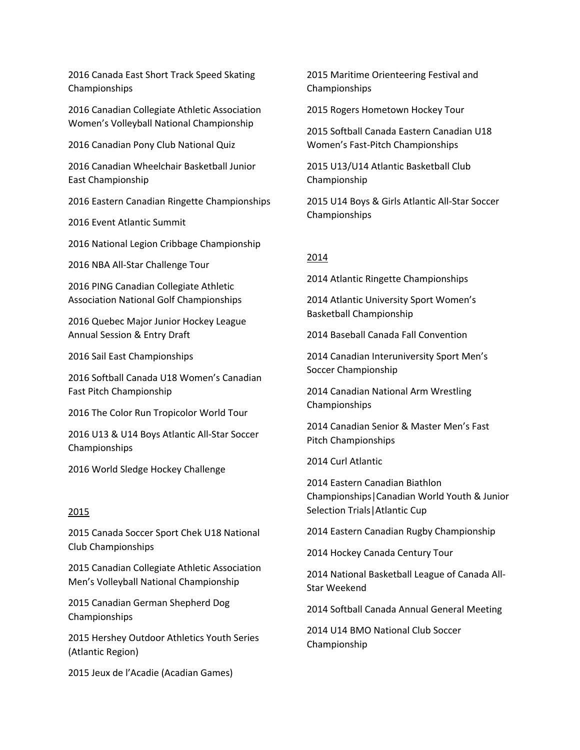2016 Canada East Short Track Speed Skating Championships

2016 Canadian Collegiate Athletic Association Women's Volleyball National Championship

2016 Canadian Pony Club National Quiz

2016 Canadian Wheelchair Basketball Junior East Championship

2016 Eastern Canadian Ringette Championships

2016 Event Atlantic Summit

2016 National Legion Cribbage Championship

2016 NBA All-Star Challenge Tour

2016 PING Canadian Collegiate Athletic Association National Golf Championships

2016 Quebec Major Junior Hockey League Annual Session & Entry Draft

2016 Sail East Championships

2016 Softball Canada U18 Women's Canadian Fast Pitch Championship

2016 The Color Run Tropicolor World Tour

2016 U13 & U14 Boys Atlantic All-Star Soccer Championships

2016 World Sledge Hockey Challenge

## 2015

2015 Canada Soccer Sport Chek U18 National Club Championships

2015 Canadian Collegiate Athletic Association Men's Volleyball National Championship

2015 Canadian German Shepherd Dog Championships

2015 Hershey Outdoor Athletics Youth Series (Atlantic Region)

2015 Jeux de l'Acadie (Acadian Games)

2015 Maritime Orienteering Festival and Championships

2015 Rogers Hometown Hockey Tour

2015 Softball Canada Eastern Canadian U18 Women's Fast-Pitch Championships

2015 U13/U14 Atlantic Basketball Club Championship

2015 U14 Boys & Girls Atlantic All-Star Soccer Championships

## 2014

2014 Atlantic Ringette Championships

2014 Atlantic University Sport Women's Basketball Championship

2014 Baseball Canada Fall Convention

2014 Canadian Interuniversity Sport Men's Soccer Championship

2014 Canadian National Arm Wrestling Championships

2014 Canadian Senior & Master Men's Fast Pitch Championships

2014 Curl Atlantic

2014 Eastern Canadian Biathlon Championships|Canadian World Youth & Junior Selection Trials|Atlantic Cup

2014 Eastern Canadian Rugby Championship

2014 Hockey Canada Century Tour

2014 National Basketball League of Canada All-Star Weekend

2014 Softball Canada Annual General Meeting

2014 U14 BMO National Club Soccer Championship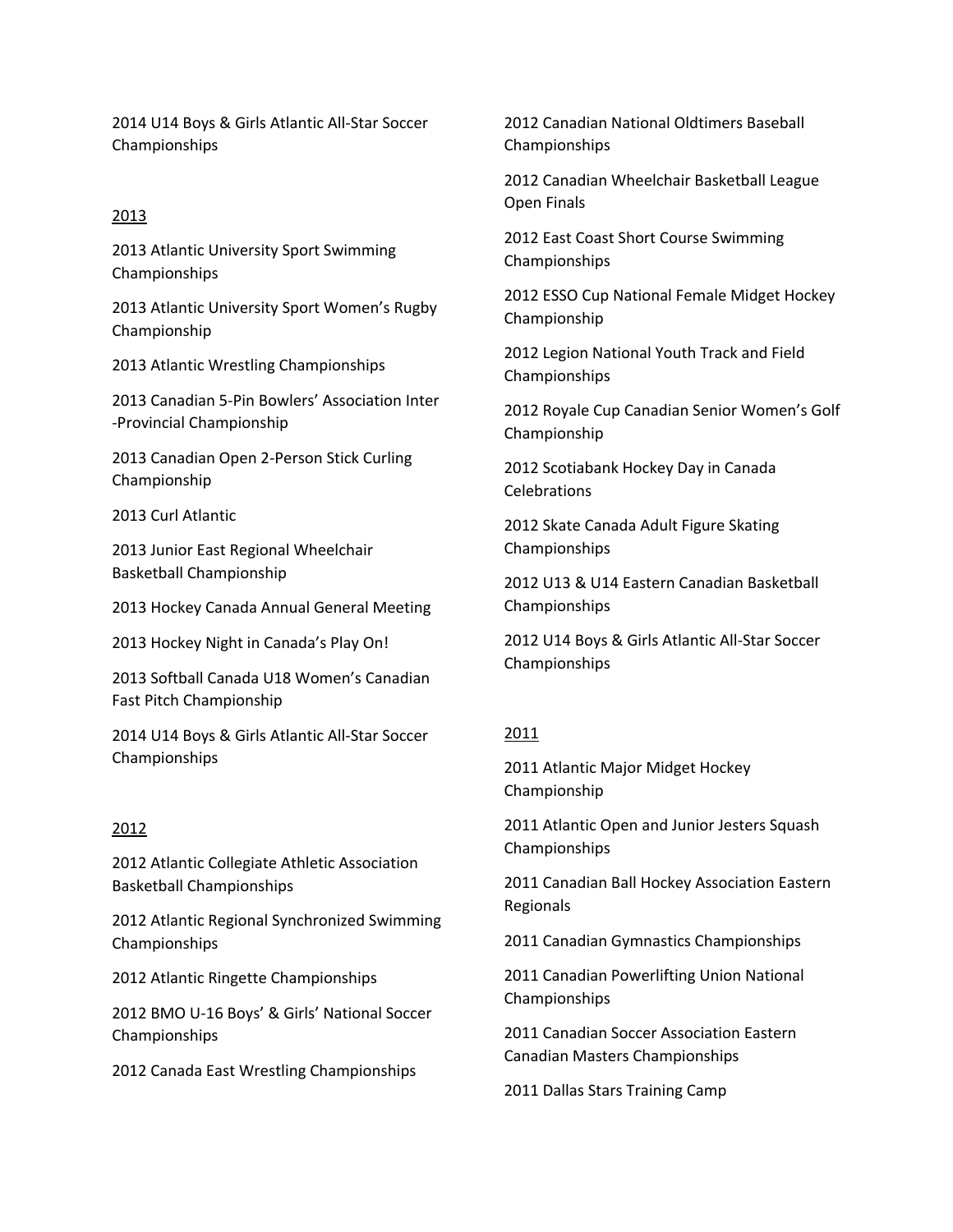2014 U14 Boys & Girls Atlantic All-Star Soccer Championships

## 2013

2013 Atlantic University Sport Swimming Championships

2013 Atlantic University Sport Women's Rugby Championship

2013 Atlantic Wrestling Championships

2013 Canadian 5-Pin Bowlers' Association Inter-Provincial Championship

2013 Canadian Open 2-Person Stick Curling Championship

2013 Curl Atlantic

2013 Junior East Regional Wheelchair Basketball Championship

2013 Hockey Canada Annual General Meeting

2013 Hockey Night in Canada's Play On!

2013 Softball Canada U18 Women's Canadian Fast Pitch Championship

2014 U14 Boys & Girls Atlantic All-Star Soccer Championships

## 2012

2012 Atlantic Collegiate Athletic Association Basketball Championships

2012 Atlantic Regional Synchronized Swimming Championships

2012 Atlantic Ringette Championships

2012 BMO U-16 Boys' & Girls' National Soccer Championships

2012 Canada East Wrestling Championships

2012 Canadian National Oldtimers Baseball Championships

2012 Canadian Wheelchair Basketball League Open Finals

2012 East Coast Short Course Swimming Championships

2012 ESSO Cup National Female Midget Hockey Championship

2012 Legion National Youth Track and Field Championships

2012 Royale Cup Canadian Senior Women's Golf Championship

2012 Scotiabank Hockey Day in Canada Celebrations

2012 Skate Canada Adult Figure Skating Championships

2012 U13 & U14 Eastern Canadian Basketball Championships

2012 U14 Boys & Girls Atlantic All-Star Soccer Championships

## 2011

2011 Atlantic Major Midget Hockey Championship

2011 Atlantic Open and Junior Jesters Squash Championships

2011 Canadian Ball Hockey Association Eastern Regionals

2011 Canadian Gymnastics Championships

2011 Canadian Powerlifting Union National Championships

2011 Canadian Soccer Association Eastern Canadian Masters Championships

2011 Dallas Stars Training Camp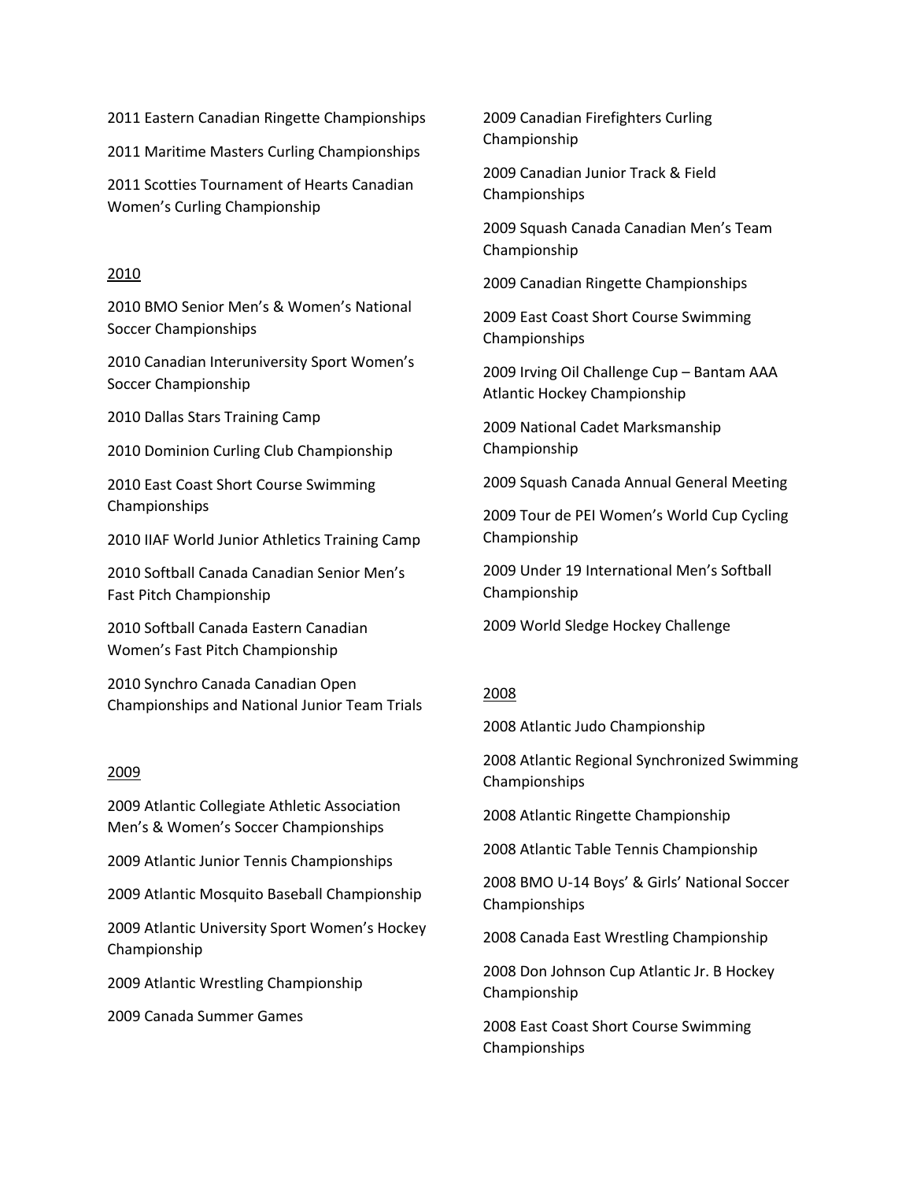2011 Eastern Canadian Ringette Championships

2011 Maritime Masters Curling Championships

2011 Scotties Tournament of Hearts Canadian Women's Curling Championship

<u>2010</u>

2010 BMO Senior Men's & Women's National Soccer Championships

2010 Canadian Interuniversity Sport Women's Soccer Championship

2010 Dallas Stars Training Camp

2010 Dominion Curling Club Championship

2010 East Coast Short Course Swimming Championships

2010 IIAF World Junior Athletics Training Camp

2010 Softball Canada Canadian Senior Men's Fast Pitch Championship

2010 Softball Canada Eastern Canadian Women's Fast Pitch Championship

2010 Synchro Canada Canadian Open Championships and National Junior Team Trials

<u>2009</u>

2009 Atlantic Collegiate Athletic Association Men's & Women's Soccer Championships

2009 Atlantic Junior Tennis Championships

2009 Atlantic Mosquito Baseball Championship

2009 Atlantic University Sport Women's Hockey Championship

2009 Atlantic Wrestling Championship

2009 Canada Summer Games

2009 Canadian Firefighters Curling Championship

2009 Canadian Junior Track & Field Championships

2009 Squash Canada Canadian Men's Team Championship

2009 Canadian Ringette Championships

2009 East Coast Short Course Swimming Championships

2009 Irving Oil Challenge Cup – Bantam AAA Atlantic Hockey Championship

2009 National Cadet Marksmanship Championship

2009 Squash Canada Annual General Meeting

2009 Tour de PEI Women's World Cup Cycling Championship

2009 Under 19 International Men's Softball Championship

2009 World Sledge Hockey Challenge

<u>2008</u>

2008 Atlantic Judo Championship

2008 Atlantic Regional Synchronized Swimming Championships

2008 Atlantic Ringette Championship

2008 Atlantic Table Tennis Championship

2008 BMO U-14 Boys' & Girls' National Soccer Championships

2008 Canada East Wrestling Championship

2008 Don Johnson Cup Atlantic Jr. B Hockey Championship

2008 East Coast Short Course Swimming Championships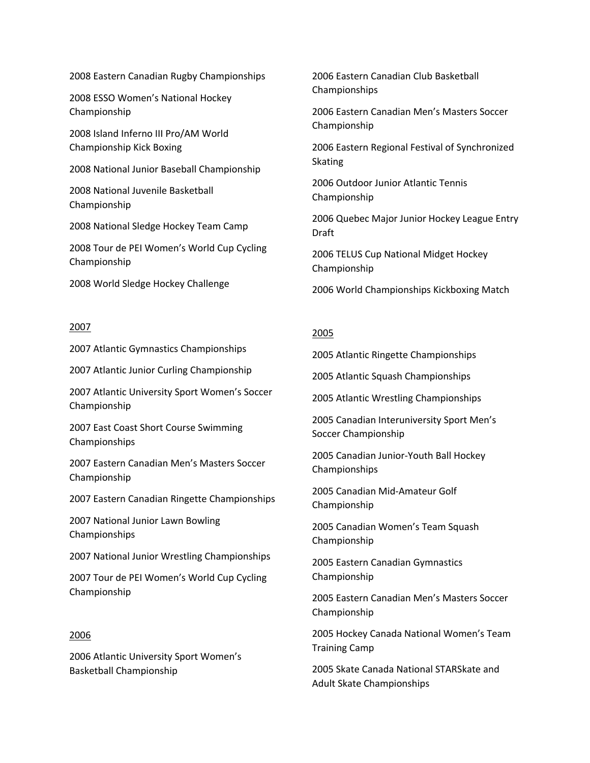2008 Eastern Canadian Rugby Championships

2008 ESSO Women's National Hockey Championship

2008 Island Inferno III Pro/AM World Championship Kick Boxing

2008 National Junior Baseball Championship

2008 National Juvenile Basketball Championship

2008 National Sledge Hockey Team Camp

2008 Tour de PEI Women's World Cup Cycling Championship

2008 World Sledge Hockey Challenge

## 2007

2007 Atlantic Gymnastics Championships

2007 Atlantic Junior Curling Championship

2007 Atlantic University Sport Women's Soccer Championship

2007 East Coast Short Course Swimming Championships

2007 Eastern Canadian Men's Masters Soccer Championship

2007 Eastern Canadian Ringette Championships

2007 National Junior Lawn Bowling Championships

2007 National Junior Wrestling Championships

2007 Tour de PEI Women's World Cup Cycling Championship

## 2006

2006 Atlantic University Sport Women's Basketball Championship

2006 Eastern Canadian Club Basketball Championships

2006 Eastern Canadian Men's Masters Soccer Championship

2006 Eastern Regional Festival of Synchronized Skating

2006 Outdoor Junior Atlantic Tennis Championship

2006 Quebec Major Junior Hockey League Entry Draft

2006 TELUS Cup National Midget Hockey Championship

2006 World Championships Kickboxing Match

## 2005

2005 Atlantic Ringette Championships

2005 Atlantic Squash Championships

2005 Atlantic Wrestling Championships

2005 Canadian Interuniversity Sport Men's Soccer Championship

2005 Canadian Junior-Youth Ball Hockey Championships

2005 Canadian Mid-Amateur Golf Championship

2005 Canadian Women's Team Squash Championship

2005 Eastern Canadian Gymnastics Championship

2005 Eastern Canadian Men's Masters Soccer Championship

2005 Hockey Canada National Women's Team Training Camp

2005 Skate Canada National STARSkate and Adult Skate Championships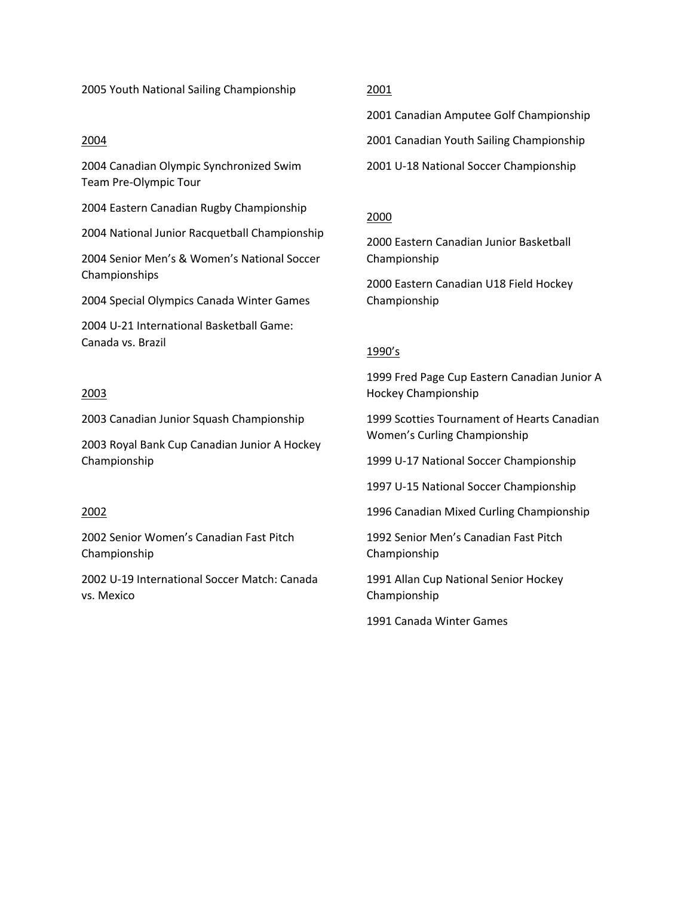2005 Youth National Sailing Championship

2004

2004 Canadian Olympic Synchronized Swim Team Pre-Olympic Tour

2004 Eastern Canadian Rugby Championship

2004 National Junior Racquetball Championship

2004 Senior Men's & Women's National Soccer Championships

2004 Special Olympics Canada Winter Games

2004 U-21 International Basketball Game: Canada vs. Brazil

2003

2003 Canadian Junior Squash Championship

2003 Royal Bank Cup Canadian Junior A Hockey Championship

2002

2002 Senior Women's Canadian Fast Pitch Championship

2002 U-19 International Soccer Match: Canada vs. Mexico

2001

2001 Canadian Amputee Golf Championship

2001 Canadian Youth Sailing Championship

2001 U-18 National Soccer Championship

2000

2000 Eastern Canadian Junior Basketball Championship

2000 Eastern Canadian U18 Field Hockey Championship

1990's

1999 Fred Page Cup Eastern Canadian Junior A Hockey Championship

1999 Scotties Tournament of Hearts Canadian Women's Curling Championship

1999 U-17 National Soccer Championship

1997 U-15 National Soccer Championship

1996 Canadian Mixed Curling Championship

1992 Senior Men's Canadian Fast Pitch Championship

1991 Allan Cup National Senior Hockey Championship

1991 Canada Winter Games